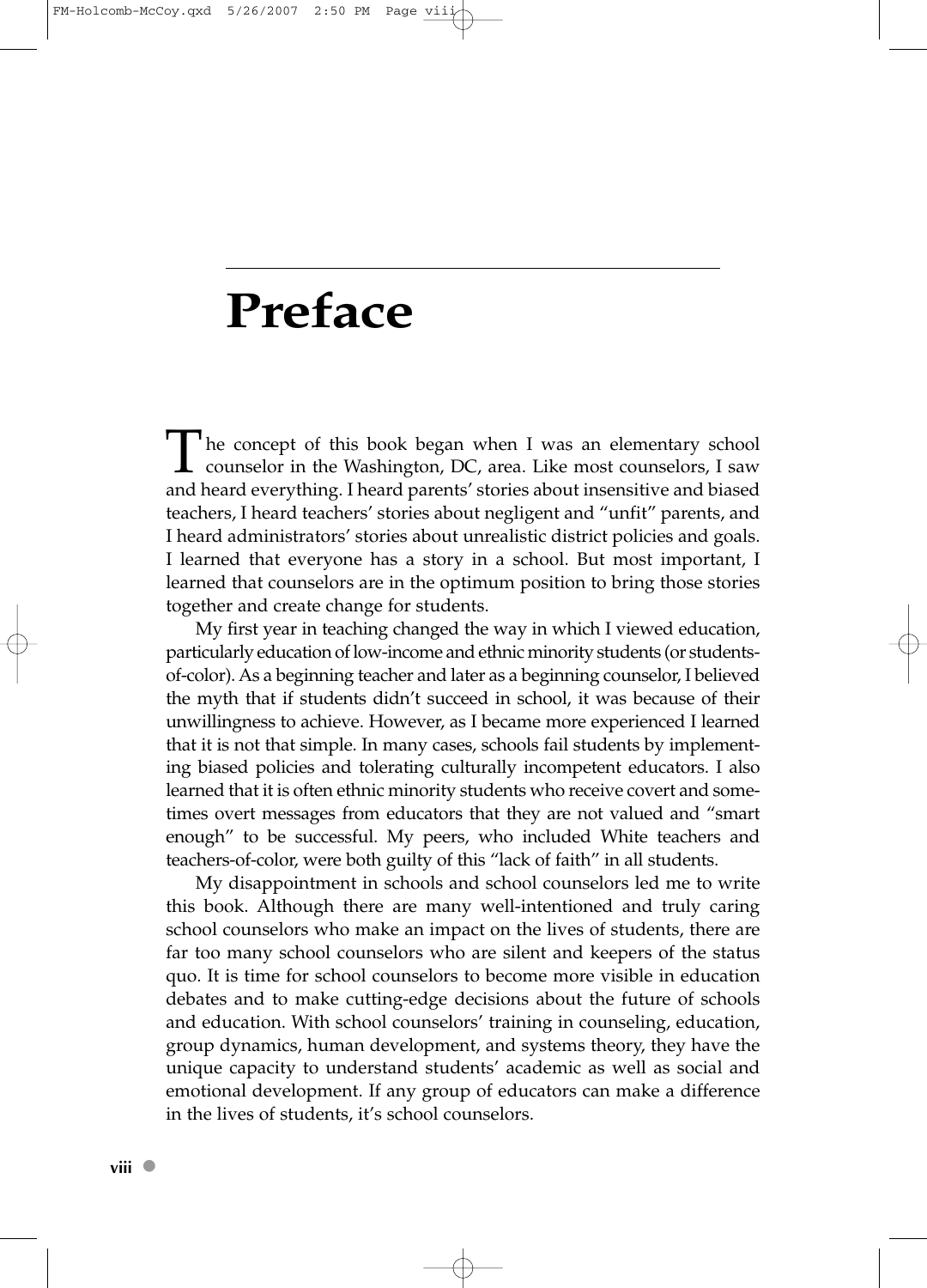# Preface

The concept of this book began when I was an elementary school counselor in the Washington, DC, area. Like most counselors, I saw and heard everything. I heard parents' stories about insensitive and biased teachers, I heard teachers' stories about negligent and "unfit" parents, and I heard administrators' stories about unrealistic district policies and goals. I learned that everyone has a story in a school. But most important, I learned that counselors are in the optimum position to bring those stories together and create change for students.

My first year in teaching changed the way in which I viewed education, particularly education of low-income and ethnic minority students (or students-of-color). As a beginning teacher and later as a beginning counselor, I believed the myth that if students didn't succeed in school, it was because of their unwillingness to achieve. However, as I became more experienced I learned that it is not that simple. In many cases, schools fail students by implementing biased policies and tolerating culturally incompetent educators. I also learned that it is often ethnic minority students who receive covert and sometimes overt messages from educators that they are not valued and "smart enough" to be successful. My peers, who included White teachers and teachers-of-color, were both guilty of this "lack of faith" in all students.

My disappointment in schools and school counselors led me to write this book. Although there are many well-intentioned and truly caring school counselors who make an impact on the lives of students, there are far too many school counselors who are silent and keepers of the status quo. It is time for school counselors to become more visible in education debates and to make cutting-edge decisions about the future of schools and education. With school counselors' training in counseling, education, group dynamics, human development, and systems theory, they have the unique capacity to understand students' academic as well as social and emotional development. If any group of educators can make a difference in the lives of students, it's school counselors.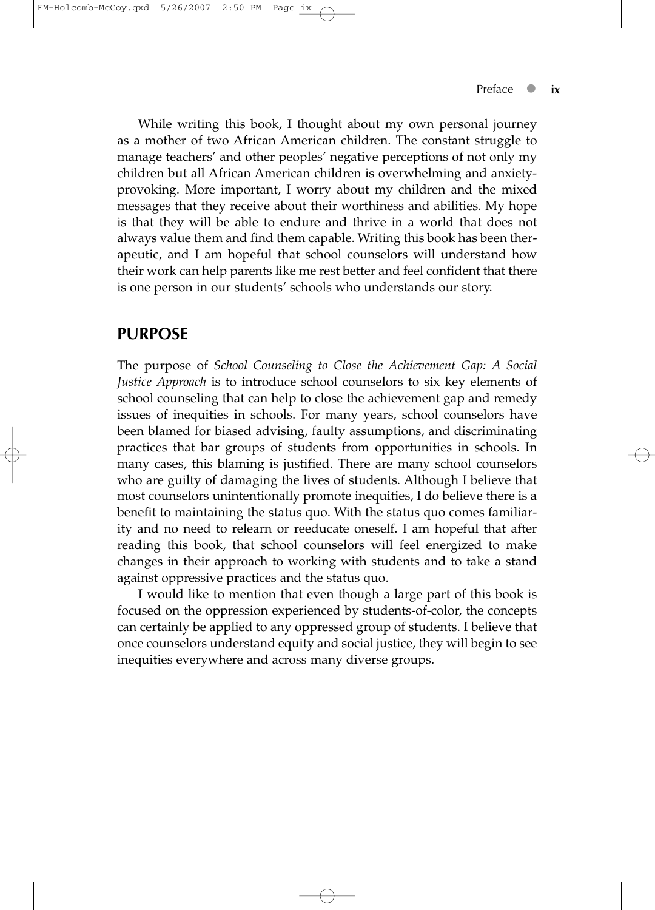While writing this book, I thought about my own personal journey as a mother of two African American children. The constant struggle to manage teachers' and other peoples' negative perceptions of not only my children but all African American children is overwhelming and anxiety-provoking. More important, I worry about my children and the mixed messages that they receive about their worthiness and abilities. My hope is that they will be able to endure and thrive in a world that does not always value them and find them capable. Writing this book has been therapeutic, and I am hopeful that school counselors will understand how their work can help parents like me rest better and feel confident that there is one person in our students' schools who understands our story.

## PURPOSE

The purpose of *School Counseling to Close the Achievement Gap: A Social Justice Approach* is to introduce school counselors to six key elements of school counseling that can help to close the achievement gap and remedy issues of inequities in schools. For many years, school counselors have been blamed for biased advising, faulty assumptions, and discriminating practices that bar groups of students from opportunities in schools. In many cases, this blaming is justified. There are many school counselors who are guilty of damaging the lives of students. Although I believe that most counselors unintentionally promote inequities, I do believe there is a benefit to maintaining the status quo. With the status quo comes familiarity and no need to relearn or reeducate oneself. I am hopeful that after reading this book, that school counselors will feel energized to make changes in their approach to working with students and to take a stand against oppressive practices and the status quo.

I would like to mention that even though a large part of this book is focused on the oppression experienced by students-of-color, the concepts can certainly be applied to any oppressed group of students. I believe that once counselors understand equity and social justice, they will begin to see inequities everywhere and across many diverse groups.